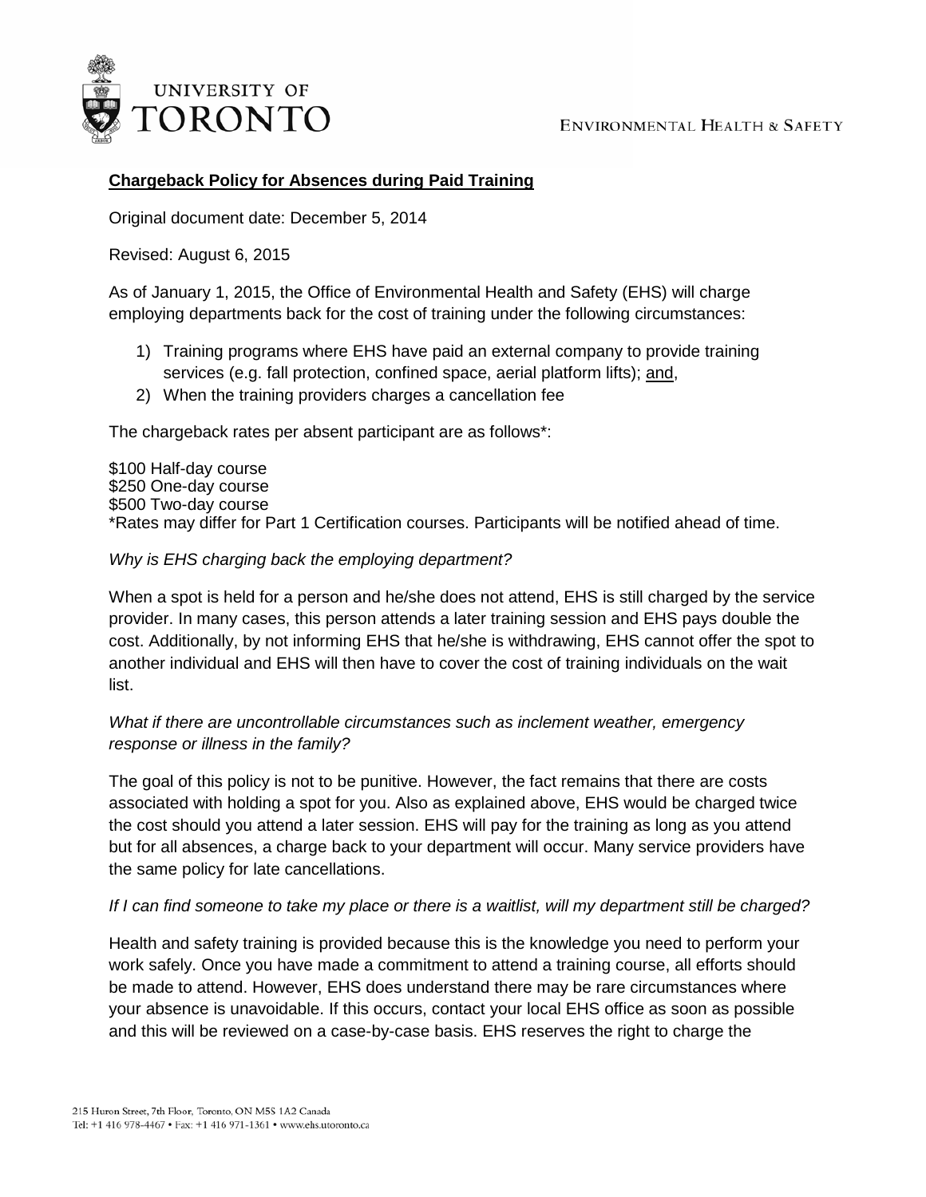ENVIRONMENTAL HEALTH & SAFETY

## **Chargeback Policy for Absences during Paid Training**

Original document date: December 5, 2014

Revised: August 6, 2015

As of January 1, 2015, the Office of Environmental Health and Safety (EHS) will charge employing departments back for the cost of training under the following circumstances:

1) Training programs where EHS have paid an external company to provide training services (e.g. fall protection, confined space, aerial platform lifts); and,
2) When the training providers charges a cancellation fee

The chargeback rates per absent participant are as follows*:

$100 Half-day course
$250 One-day course
$500 Two-day course
*Rates may differ for Part 1 Certification courses. Participants will be notified ahead of time.

*Why is EHS charging back the employing department?*

When a spot is held for a person and he/she does not attend, EHS is still charged by the service provider. In many cases, this person attends a later training session and EHS pays double the cost. Additionally, by not informing EHS that he/she is withdrawing, EHS cannot offer the spot to another individual and EHS will then have to cover the cost of training individuals on the wait list.

*What if there are uncontrollable circumstances such as inclement weather, emergency response or illness in the family?*

The goal of this policy is not to be punitive. However, the fact remains that there are costs associated with holding a spot for you. Also as explained above, EHS would be charged twice the cost should you attend a later session. EHS will pay for the training as long as you attend but for all absences, a charge back to your department will occur. Many service providers have the same policy for late cancellations.

*If I can find someone to take my place or there is a waitlist, will my department still be charged?*

Health and safety training is provided because this is the knowledge you need to perform your work safely. Once you have made a commitment to attend a training course, all efforts should be made to attend. However, EHS does understand there may be rare circumstances where your absence is unavoidable. If this occurs, contact your local EHS office as soon as possible and this will be reviewed on a case-by-case basis. EHS reserves the right to charge the

215 Huron Street, 7th Floor, Toronto, ON M5S 1A2 Canada
Tel: +1 416 978-4467 • Fax: +1 416 971-1361 • www.ehs.utoronto.ca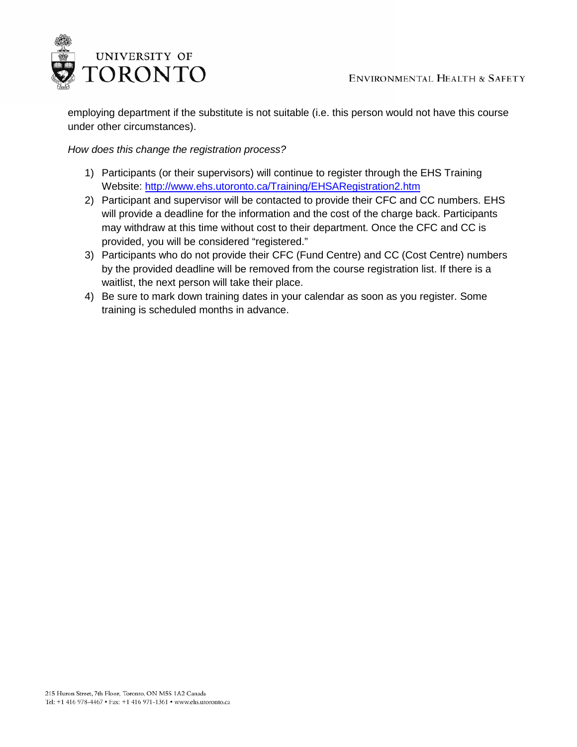employing department if the substitute is not suitable (i.e. this person would not have this course under other circumstances).

*How does this change the registration process?*

1) Participants (or their supervisors) will continue to register through the EHS Training Website: [http://www.ehs.utoronto.ca/Training/EHSARegistration2.htm](http://www.ehs.utoronto.ca/Training/EHSARegistration2.htm)
2) Participant and supervisor will be contacted to provide their CFC and CC numbers. EHS will provide a deadline for the information and the cost of the charge back. Participants may withdraw at this time without cost to their department. Once the CFC and CC is provided, you will be considered "registered."
3) Participants who do not provide their CFC (Fund Centre) and CC (Cost Centre) numbers by the provided deadline will be removed from the course registration list. If there is a waitlist, the next person will take their place.
4) Be sure to mark down training dates in your calendar as soon as you register. Some training is scheduled months in advance.